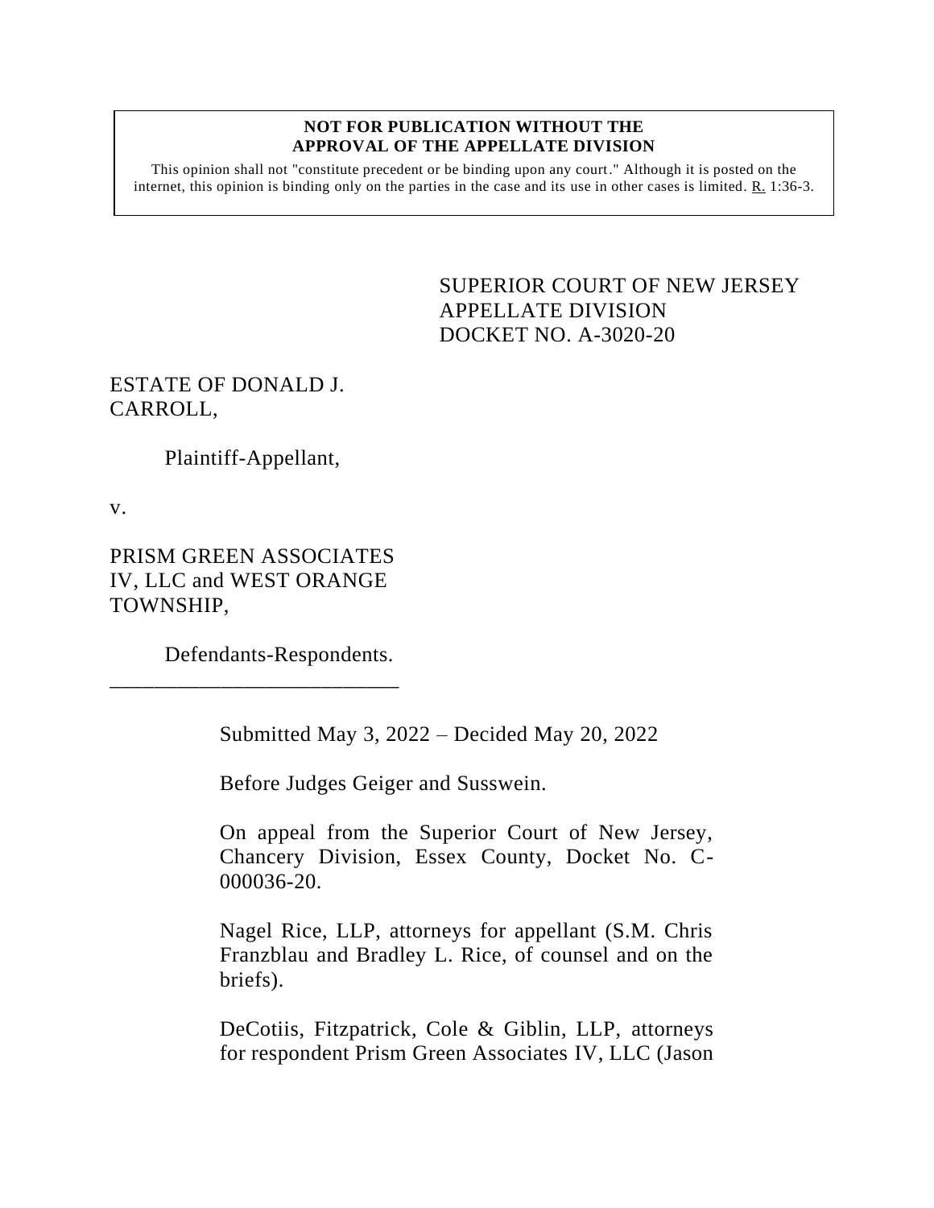**NOT FOR PUBLICATION WITHOUT THE APPROVAL OF THE APPELLATE DIVISION**

This opinion shall not "constitute precedent or be binding upon any court." Although it is posted on the internet, this opinion is binding only on the parties in the case and its use in other cases is limited. R. 1:36-3.

SUPERIOR COURT OF NEW JERSEY
APPELLATE DIVISION
DOCKET NO. A-3020-20

ESTATE OF DONALD J. CARROLL,

Plaintiff-Appellant,

v.

PRISM GREEN ASSOCIATES IV, LLC and WEST ORANGE TOWNSHIP,

Defendants-Respondents.

\_\_\_\_\_\_\_\_\_\_\_\_\_\_\_\_\_\_\_\_\_\_\_\_\_\_\_

Submitted May 3, 2022 – Decided May 20, 2022

Before Judges Geiger and Susswein.

On appeal from the Superior Court of New Jersey, Chancery Division, Essex County, Docket No. C-000036-20.

Nagel Rice, LLP, attorneys for appellant (S.M. Chris Franzblau and Bradley L. Rice, of counsel and on the briefs).

DeCotiis, Fitzpatrick, Cole & Giblin, LLP, attorneys for respondent Prism Green Associates IV, LLC (Jason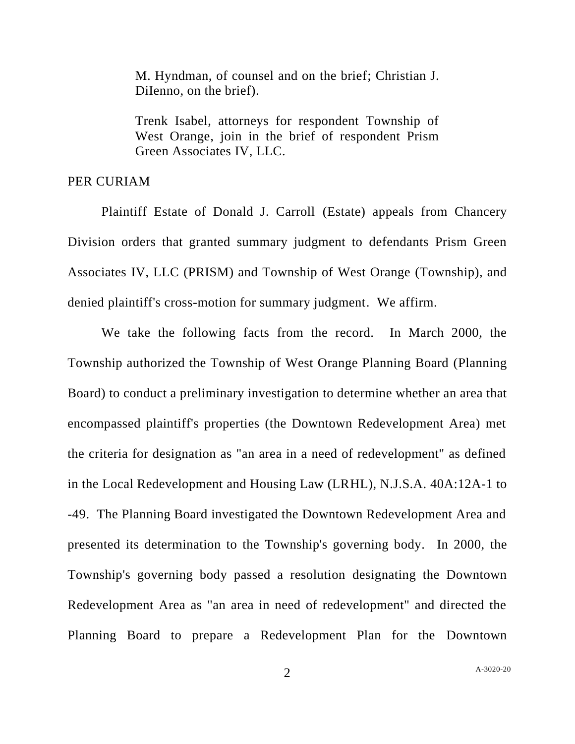M. Hyndman, of counsel and on the brief; Christian J. DiIenno, on the brief).

Trenk Isabel, attorneys for respondent Township of West Orange, join in the brief of respondent Prism Green Associates IV, LLC.

PER CURIAM

Plaintiff Estate of Donald J. Carroll (Estate) appeals from Chancery Division orders that granted summary judgment to defendants Prism Green Associates IV, LLC (PRISM) and Township of West Orange (Township), and denied plaintiff's cross-motion for summary judgment. We affirm.

We take the following facts from the record. In March 2000, the Township authorized the Township of West Orange Planning Board (Planning Board) to conduct a preliminary investigation to determine whether an area that encompassed plaintiff's properties (the Downtown Redevelopment Area) met the criteria for designation as "an area in a need of redevelopment" as defined in the Local Redevelopment and Housing Law (LRHL), N.J.S.A. 40A:12A-1 to -49. The Planning Board investigated the Downtown Redevelopment Area and presented its determination to the Township's governing body. In 2000, the Township's governing body passed a resolution designating the Downtown Redevelopment Area as "an area in need of redevelopment" and directed the Planning Board to prepare a Redevelopment Plan for the Downtown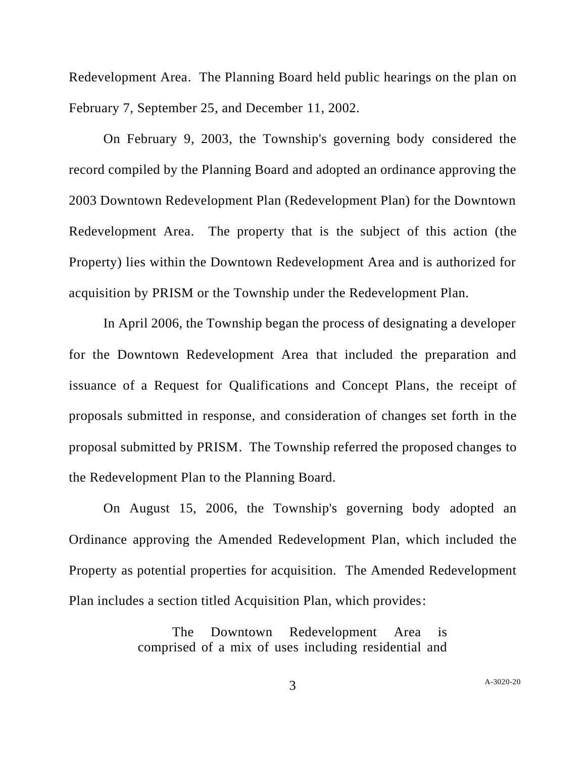Redevelopment Area. The Planning Board held public hearings on the plan on February 7, September 25, and December 11, 2002.

On February 9, 2003, the Township's governing body considered the record compiled by the Planning Board and adopted an ordinance approving the 2003 Downtown Redevelopment Plan (Redevelopment Plan) for the Downtown Redevelopment Area. The property that is the subject of this action (the Property) lies within the Downtown Redevelopment Area and is authorized for acquisition by PRISM or the Township under the Redevelopment Plan.

In April 2006, the Township began the process of designating a developer for the Downtown Redevelopment Area that included the preparation and issuance of a Request for Qualifications and Concept Plans, the receipt of proposals submitted in response, and consideration of changes set forth in the proposal submitted by PRISM. The Township referred the proposed changes to the Redevelopment Plan to the Planning Board.

On August 15, 2006, the Township's governing body adopted an Ordinance approving the Amended Redevelopment Plan, which included the Property as potential properties for acquisition. The Amended Redevelopment Plan includes a section titled Acquisition Plan, which provides:

> The Downtown Redevelopment Area is comprised of a mix of uses including residential and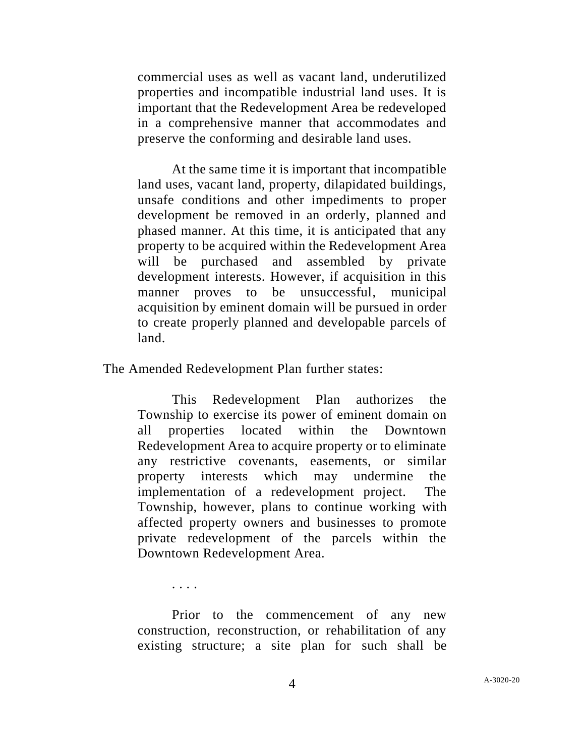> commercial uses as well as vacant land, underutilized properties and incompatible industrial land uses. It is important that the Redevelopment Area be redeveloped in a comprehensive manner that accommodates and preserve the conforming and desirable land uses.
>
> At the same time it is important that incompatible land uses, vacant land, property, dilapidated buildings, unsafe conditions and other impediments to proper development be removed in an orderly, planned and phased manner. At this time, it is anticipated that any property to be acquired within the Redevelopment Area will be purchased and assembled by private development interests. However, if acquisition in this manner proves to be unsuccessful, municipal acquisition by eminent domain will be pursued in order to create properly planned and developable parcels of land.

The Amended Redevelopment Plan further states:

> This Redevelopment Plan authorizes the Township to exercise its power of eminent domain on all properties located within the Downtown Redevelopment Area to acquire property or to eliminate any restrictive covenants, easements, or similar property interests which may undermine the implementation of a redevelopment project. The Township, however, plans to continue working with affected property owners and businesses to promote private redevelopment of the parcels within the Downtown Redevelopment Area.
>
> . . . .
>
> Prior to the commencement of any new construction, reconstruction, or rehabilitation of any existing structure; a site plan for such shall be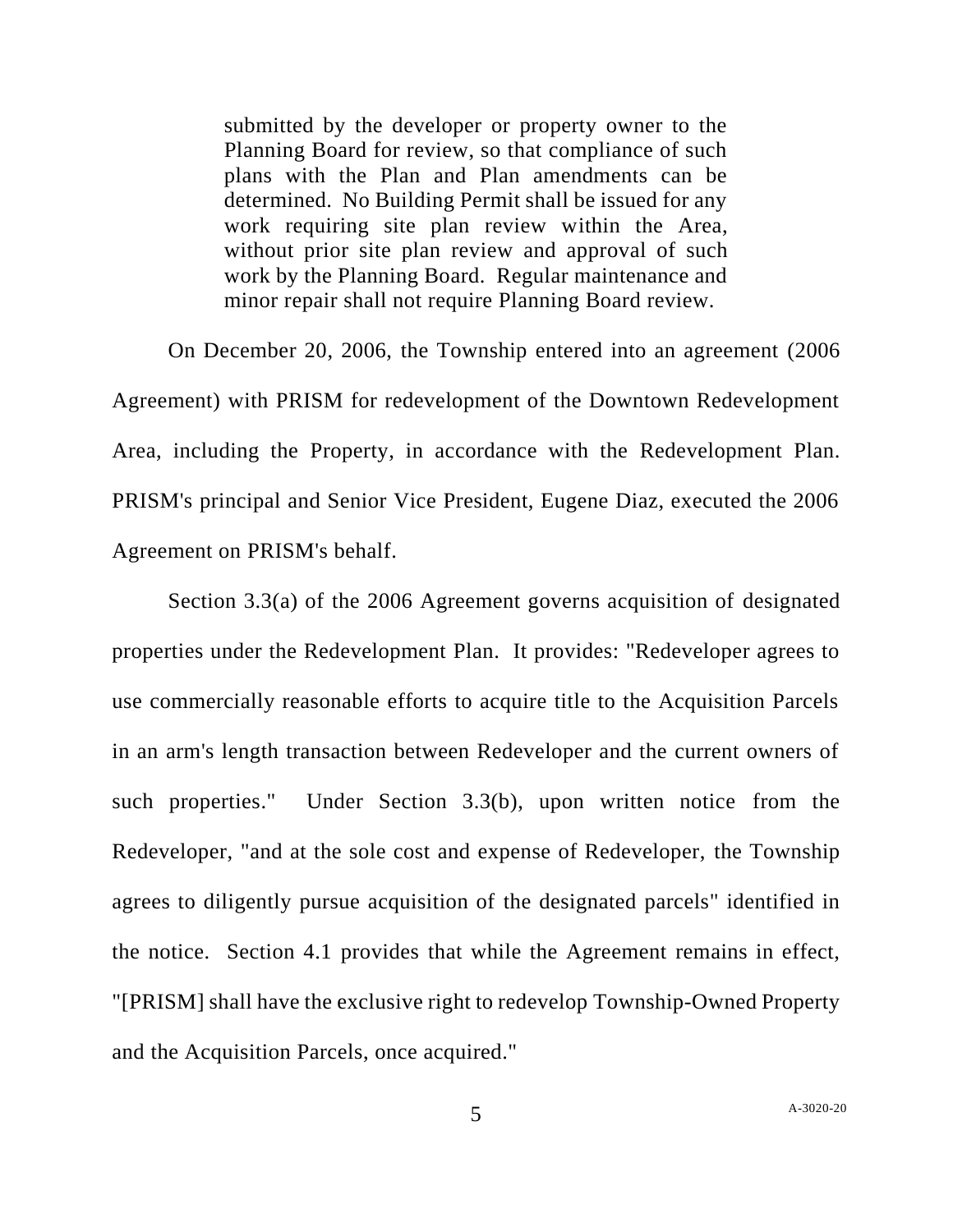> submitted by the developer or property owner to the Planning Board for review, so that compliance of such plans with the Plan and Plan amendments can be determined. No Building Permit shall be issued for any work requiring site plan review within the Area, without prior site plan review and approval of such work by the Planning Board. Regular maintenance and minor repair shall not require Planning Board review.

On December 20, 2006, the Township entered into an agreement (2006 Agreement) with PRISM for redevelopment of the Downtown Redevelopment Area, including the Property, in accordance with the Redevelopment Plan. PRISM's principal and Senior Vice President, Eugene Diaz, executed the 2006 Agreement on PRISM's behalf.

Section 3.3(a) of the 2006 Agreement governs acquisition of designated properties under the Redevelopment Plan. It provides: "Redeveloper agrees to use commercially reasonable efforts to acquire title to the Acquisition Parcels in an arm's length transaction between Redeveloper and the current owners of such properties." Under Section 3.3(b), upon written notice from the Redeveloper, "and at the sole cost and expense of Redeveloper, the Township agrees to diligently pursue acquisition of the designated parcels" identified in the notice. Section 4.1 provides that while the Agreement remains in effect, "[PRISM] shall have the exclusive right to redevelop Township-Owned Property and the Acquisition Parcels, once acquired."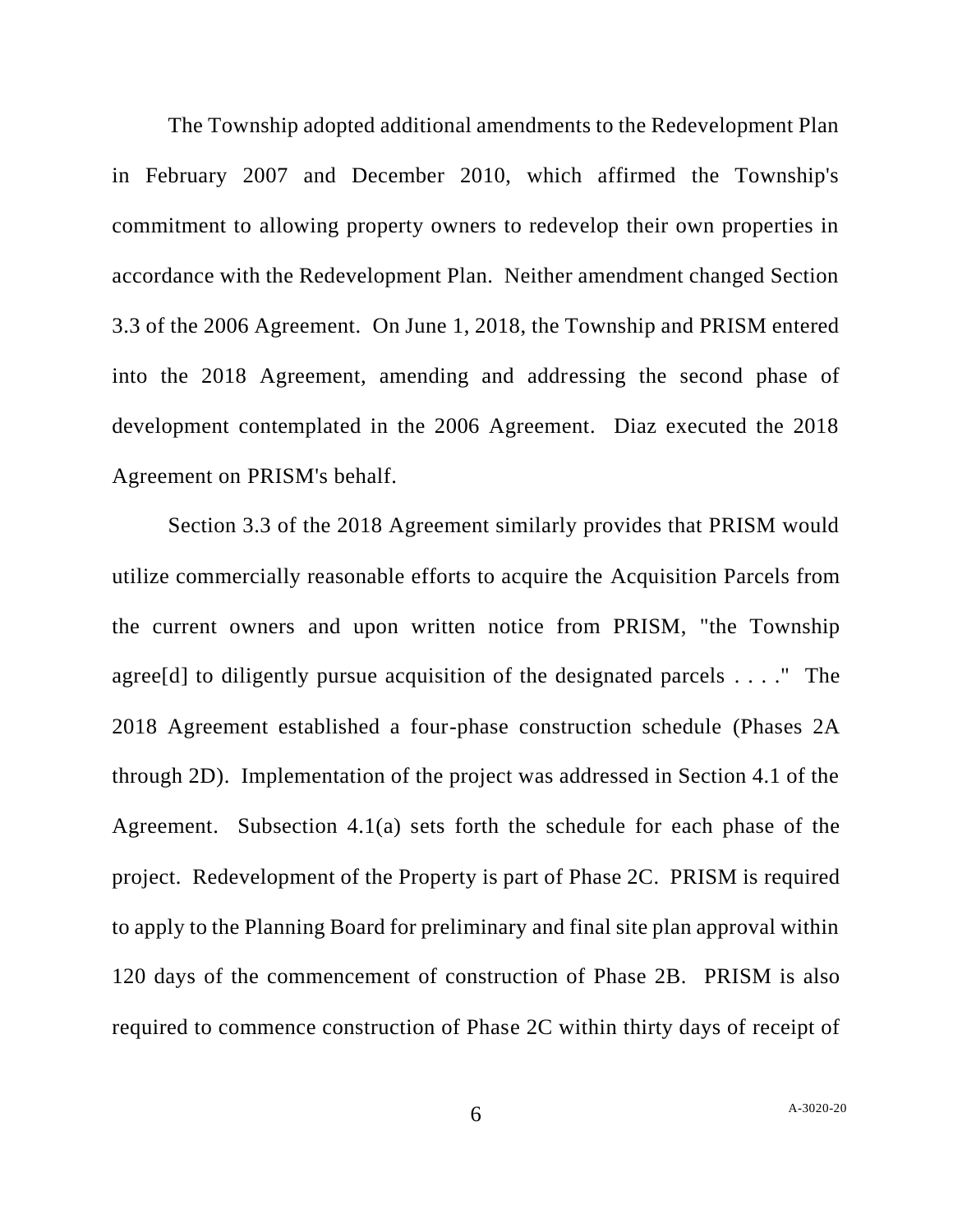The Township adopted additional amendments to the Redevelopment Plan in February 2007 and December 2010, which affirmed the Township's commitment to allowing property owners to redevelop their own properties in accordance with the Redevelopment Plan. Neither amendment changed Section 3.3 of the 2006 Agreement. On June 1, 2018, the Township and PRISM entered into the 2018 Agreement, amending and addressing the second phase of development contemplated in the 2006 Agreement. Diaz executed the 2018 Agreement on PRISM's behalf.

Section 3.3 of the 2018 Agreement similarly provides that PRISM would utilize commercially reasonable efforts to acquire the Acquisition Parcels from the current owners and upon written notice from PRISM, "the Township agree[d] to diligently pursue acquisition of the designated parcels . . . ." The 2018 Agreement established a four-phase construction schedule (Phases 2A through 2D). Implementation of the project was addressed in Section 4.1 of the Agreement. Subsection 4.1(a) sets forth the schedule for each phase of the project. Redevelopment of the Property is part of Phase 2C. PRISM is required to apply to the Planning Board for preliminary and final site plan approval within 120 days of the commencement of construction of Phase 2B. PRISM is also required to commence construction of Phase 2C within thirty days of receipt of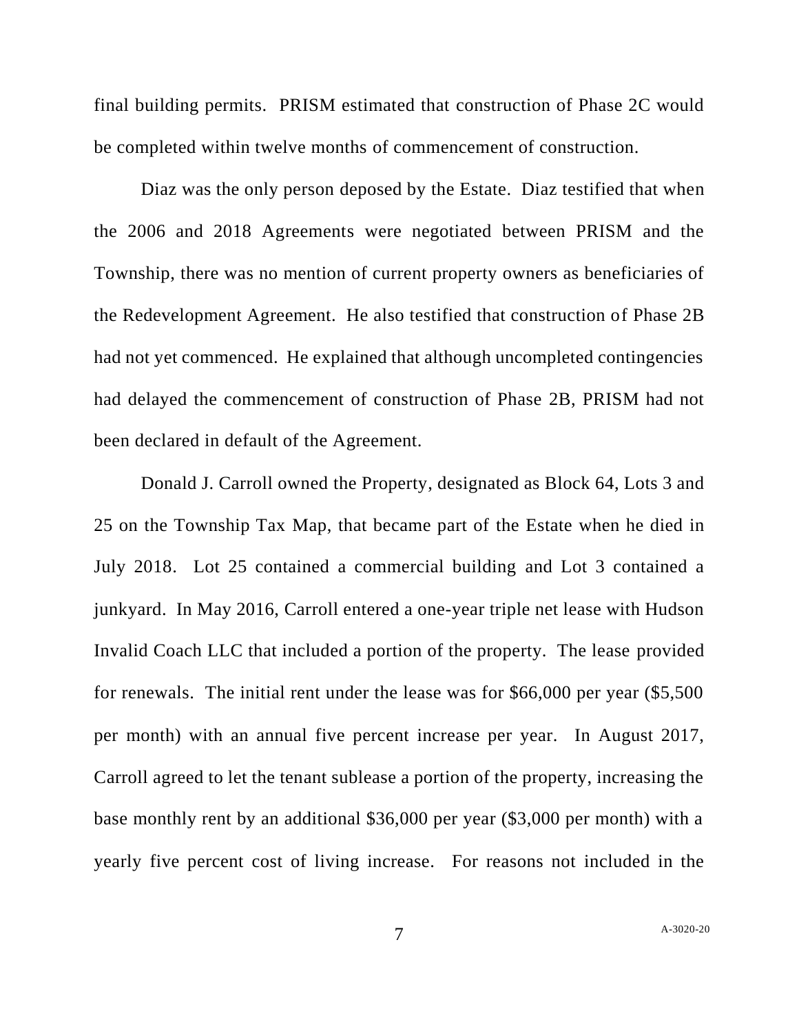final building permits. PRISM estimated that construction of Phase 2C would be completed within twelve months of commencement of construction.

Diaz was the only person deposed by the Estate. Diaz testified that when the 2006 and 2018 Agreements were negotiated between PRISM and the Township, there was no mention of current property owners as beneficiaries of the Redevelopment Agreement. He also testified that construction of Phase 2B had not yet commenced. He explained that although uncompleted contingencies had delayed the commencement of construction of Phase 2B, PRISM had not been declared in default of the Agreement.

Donald J. Carroll owned the Property, designated as Block 64, Lots 3 and 25 on the Township Tax Map, that became part of the Estate when he died in July 2018. Lot 25 contained a commercial building and Lot 3 contained a junkyard. In May 2016, Carroll entered a one-year triple net lease with Hudson Invalid Coach LLC that included a portion of the property. The lease provided for renewals. The initial rent under the lease was for $66,000 per year ($5,500 per month) with an annual five percent increase per year. In August 2017, Carroll agreed to let the tenant sublease a portion of the property, increasing the base monthly rent by an additional $36,000 per year ($3,000 per month) with a yearly five percent cost of living increase. For reasons not included in the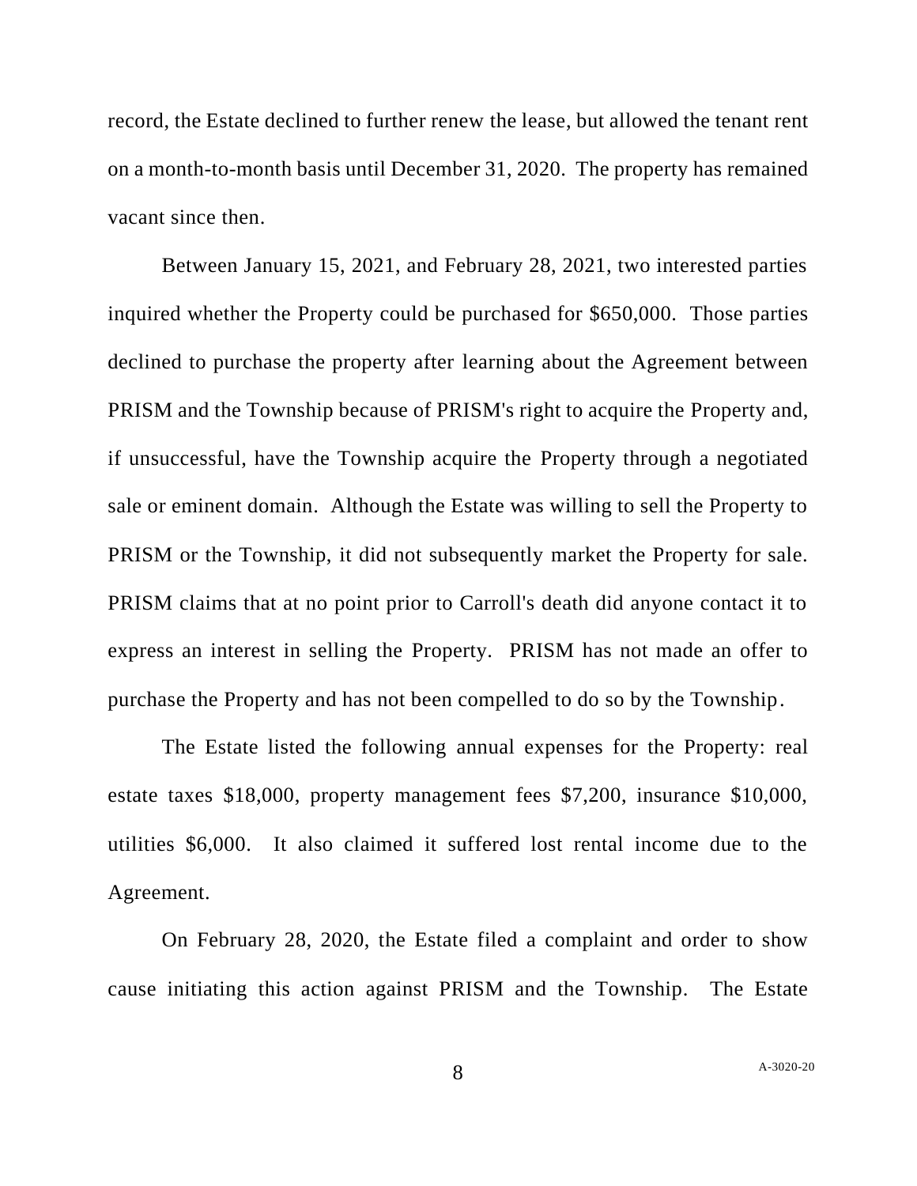record, the Estate declined to further renew the lease, but allowed the tenant rent on a month-to-month basis until December 31, 2020. The property has remained vacant since then.

Between January 15, 2021, and February 28, 2021, two interested parties inquired whether the Property could be purchased for $650,000. Those parties declined to purchase the property after learning about the Agreement between PRISM and the Township because of PRISM's right to acquire the Property and, if unsuccessful, have the Township acquire the Property through a negotiated sale or eminent domain. Although the Estate was willing to sell the Property to PRISM or the Township, it did not subsequently market the Property for sale. PRISM claims that at no point prior to Carroll's death did anyone contact it to express an interest in selling the Property. PRISM has not made an offer to purchase the Property and has not been compelled to do so by the Township.

The Estate listed the following annual expenses for the Property: real estate taxes $18,000, property management fees $7,200, insurance $10,000, utilities $6,000. It also claimed it suffered lost rental income due to the Agreement.

On February 28, 2020, the Estate filed a complaint and order to show cause initiating this action against PRISM and the Township. The Estate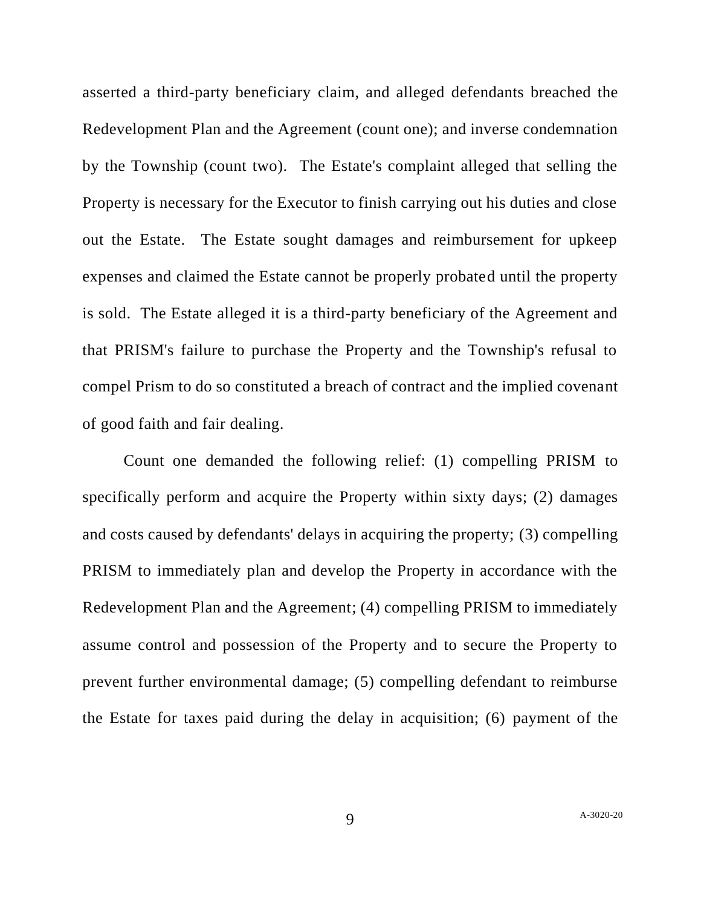asserted a third-party beneficiary claim, and alleged defendants breached the Redevelopment Plan and the Agreement (count one); and inverse condemnation by the Township (count two). The Estate's complaint alleged that selling the Property is necessary for the Executor to finish carrying out his duties and close out the Estate. The Estate sought damages and reimbursement for upkeep expenses and claimed the Estate cannot be properly probated until the property is sold. The Estate alleged it is a third-party beneficiary of the Agreement and that PRISM's failure to purchase the Property and the Township's refusal to compel Prism to do so constituted a breach of contract and the implied covenant of good faith and fair dealing.

Count one demanded the following relief: (1) compelling PRISM to specifically perform and acquire the Property within sixty days; (2) damages and costs caused by defendants' delays in acquiring the property; (3) compelling PRISM to immediately plan and develop the Property in accordance with the Redevelopment Plan and the Agreement; (4) compelling PRISM to immediately assume control and possession of the Property and to secure the Property to prevent further environmental damage; (5) compelling defendant to reimburse the Estate for taxes paid during the delay in acquisition; (6) payment of the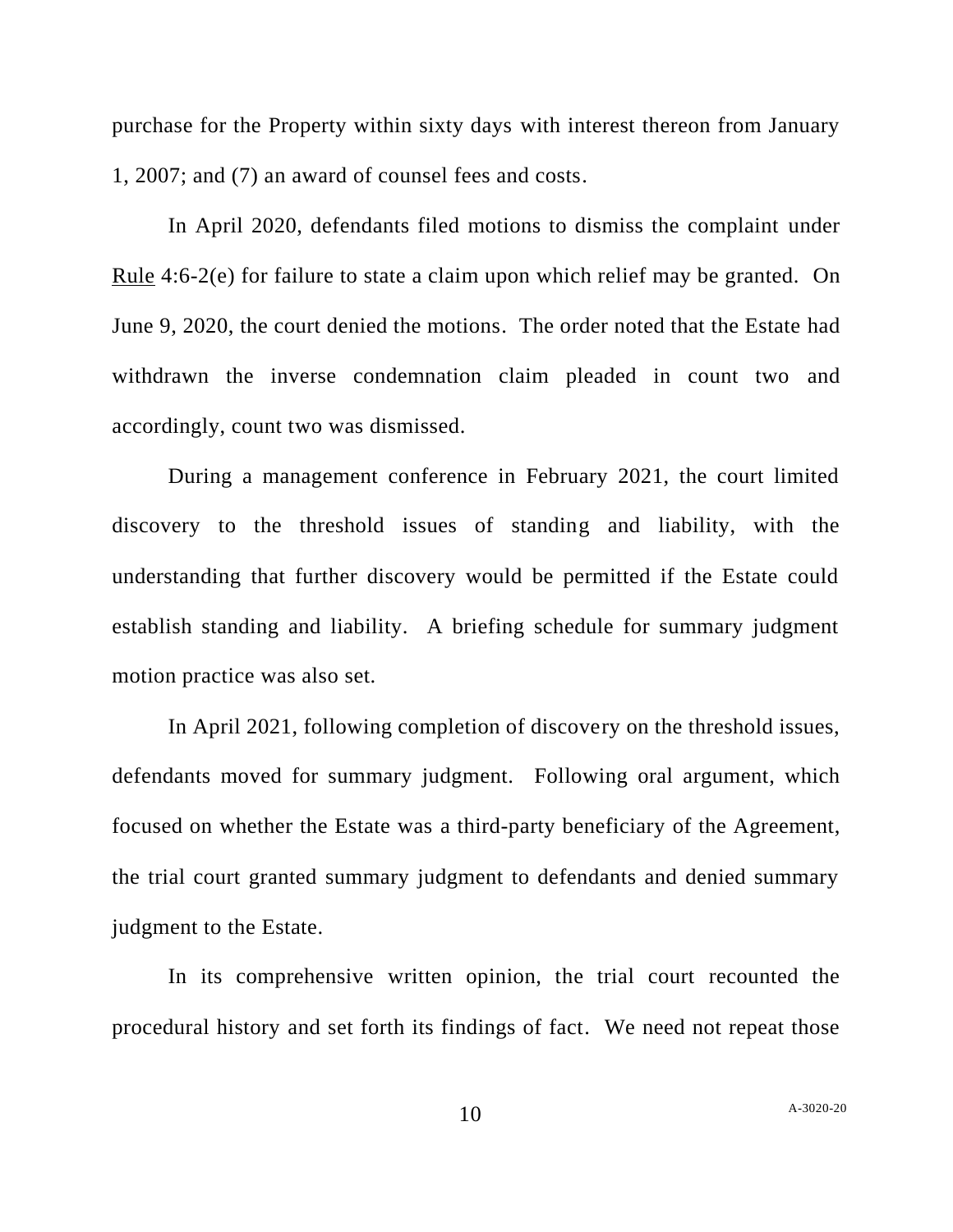purchase for the Property within sixty days with interest thereon from January 1, 2007; and (7) an award of counsel fees and costs.

In April 2020, defendants filed motions to dismiss the complaint under Rule 4:6-2(e) for failure to state a claim upon which relief may be granted. On June 9, 2020, the court denied the motions. The order noted that the Estate had withdrawn the inverse condemnation claim pleaded in count two and accordingly, count two was dismissed.

During a management conference in February 2021, the court limited discovery to the threshold issues of standing and liability, with the understanding that further discovery would be permitted if the Estate could establish standing and liability. A briefing schedule for summary judgment motion practice was also set.

In April 2021, following completion of discovery on the threshold issues, defendants moved for summary judgment. Following oral argument, which focused on whether the Estate was a third-party beneficiary of the Agreement, the trial court granted summary judgment to defendants and denied summary judgment to the Estate.

In its comprehensive written opinion, the trial court recounted the procedural history and set forth its findings of fact. We need not repeat those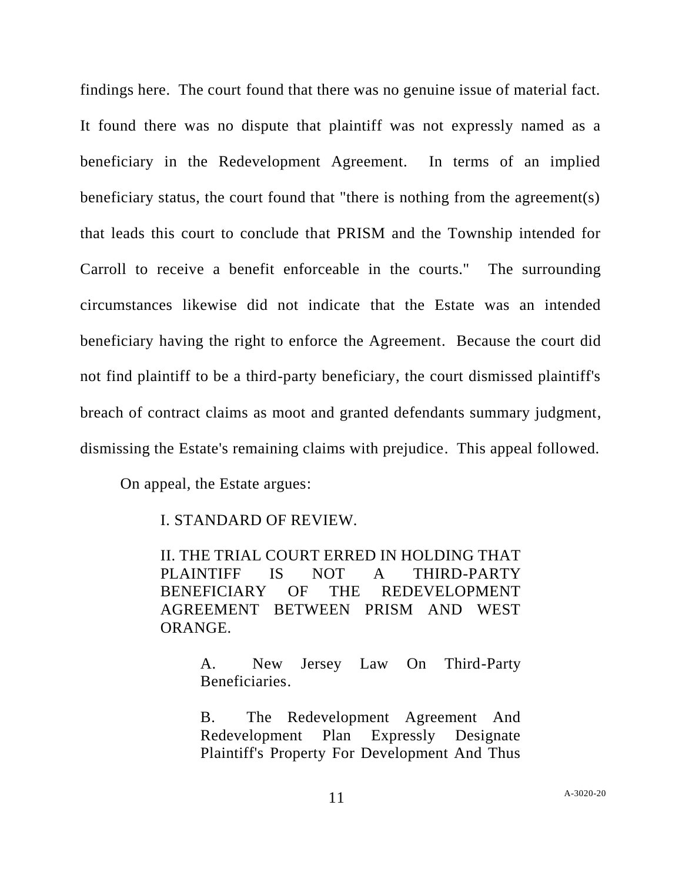findings here. The court found that there was no genuine issue of material fact. It found there was no dispute that plaintiff was not expressly named as a beneficiary in the Redevelopment Agreement. In terms of an implied beneficiary status, the court found that "there is nothing from the agreement(s) that leads this court to conclude that PRISM and the Township intended for Carroll to receive a benefit enforceable in the courts." The surrounding circumstances likewise did not indicate that the Estate was an intended beneficiary having the right to enforce the Agreement. Because the court did not find plaintiff to be a third-party beneficiary, the court dismissed plaintiff's breach of contract claims as moot and granted defendants summary judgment, dismissing the Estate's remaining claims with prejudice. This appeal followed.

On appeal, the Estate argues:

> I. STANDARD OF REVIEW.
>
> II. THE TRIAL COURT ERRED IN HOLDING THAT PLAINTIFF IS NOT A THIRD-PARTY BENEFICIARY OF THE REDEVELOPMENT AGREEMENT BETWEEN PRISM AND WEST ORANGE.
>
> > A. New Jersey Law On Third-Party Beneficiaries.
> >
> > B. The Redevelopment Agreement And Redevelopment Plan Expressly Designate Plaintiff's Property For Development And Thus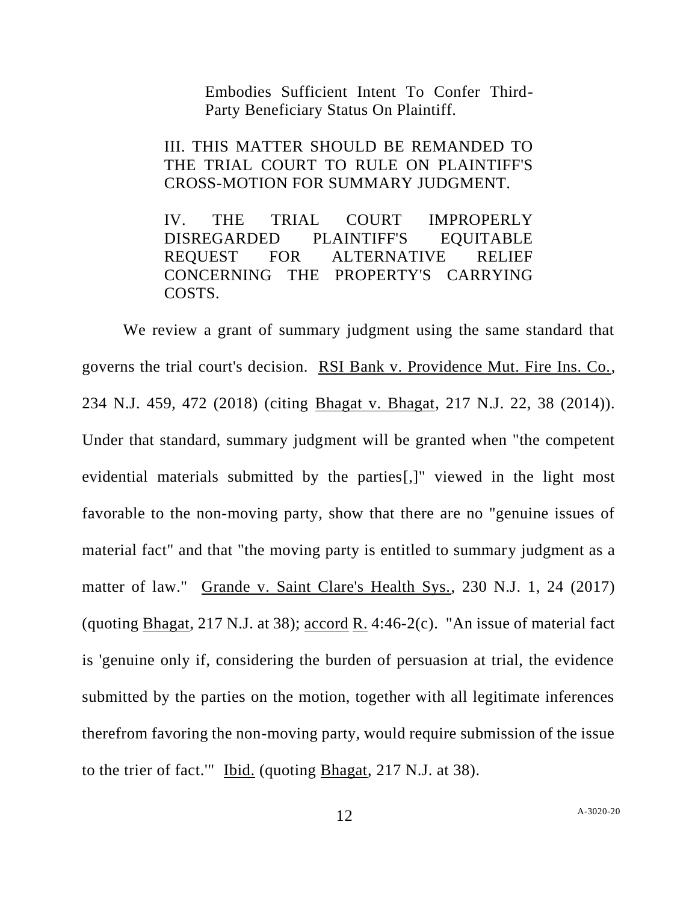Embodies Sufficient Intent To Confer Third-Party Beneficiary Status On Plaintiff.

III. THIS MATTER SHOULD BE REMANDED TO THE TRIAL COURT TO RULE ON PLAINTIFF'S CROSS-MOTION FOR SUMMARY JUDGMENT.

IV. THE TRIAL COURT IMPROPERLY DISREGARDED PLAINTIFF'S EQUITABLE REQUEST FOR ALTERNATIVE RELIEF CONCERNING THE PROPERTY'S CARRYING COSTS.

We review a grant of summary judgment using the same standard that governs the trial court's decision. RSI Bank v. Providence Mut. Fire Ins. Co., 234 N.J. 459, 472 (2018) (citing Bhagat v. Bhagat, 217 N.J. 22, 38 (2014)). Under that standard, summary judgment will be granted when "the competent evidential materials submitted by the parties[,]" viewed in the light most favorable to the non-moving party, show that there are no "genuine issues of material fact" and that "the moving party is entitled to summary judgment as a matter of law." Grande v. Saint Clare's Health Sys., 230 N.J. 1, 24 (2017) (quoting Bhagat, 217 N.J. at 38); accord R. 4:46-2(c). "An issue of material fact is 'genuine only if, considering the burden of persuasion at trial, the evidence submitted by the parties on the motion, together with all legitimate inferences therefrom favoring the non-moving party, would require submission of the issue to the trier of fact.'" Ibid. (quoting Bhagat, 217 N.J. at 38).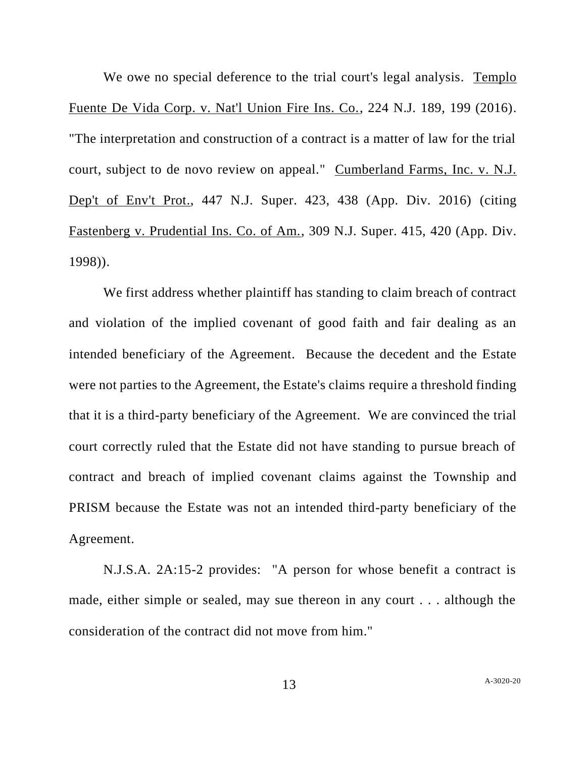We owe no special deference to the trial court's legal analysis. Templo Fuente De Vida Corp. v. Nat'l Union Fire Ins. Co., 224 N.J. 189, 199 (2016). "The interpretation and construction of a contract is a matter of law for the trial court, subject to de novo review on appeal." Cumberland Farms, Inc. v. N.J. Dep't of Env't Prot., 447 N.J. Super. 423, 438 (App. Div. 2016) (citing Fastenberg v. Prudential Ins. Co. of Am., 309 N.J. Super. 415, 420 (App. Div. 1998)).

We first address whether plaintiff has standing to claim breach of contract and violation of the implied covenant of good faith and fair dealing as an intended beneficiary of the Agreement. Because the decedent and the Estate were not parties to the Agreement, the Estate's claims require a threshold finding that it is a third-party beneficiary of the Agreement. We are convinced the trial court correctly ruled that the Estate did not have standing to pursue breach of contract and breach of implied covenant claims against the Township and PRISM because the Estate was not an intended third-party beneficiary of the Agreement.

N.J.S.A. 2A:15-2 provides: "A person for whose benefit a contract is made, either simple or sealed, may sue thereon in any court . . . although the consideration of the contract did not move from him."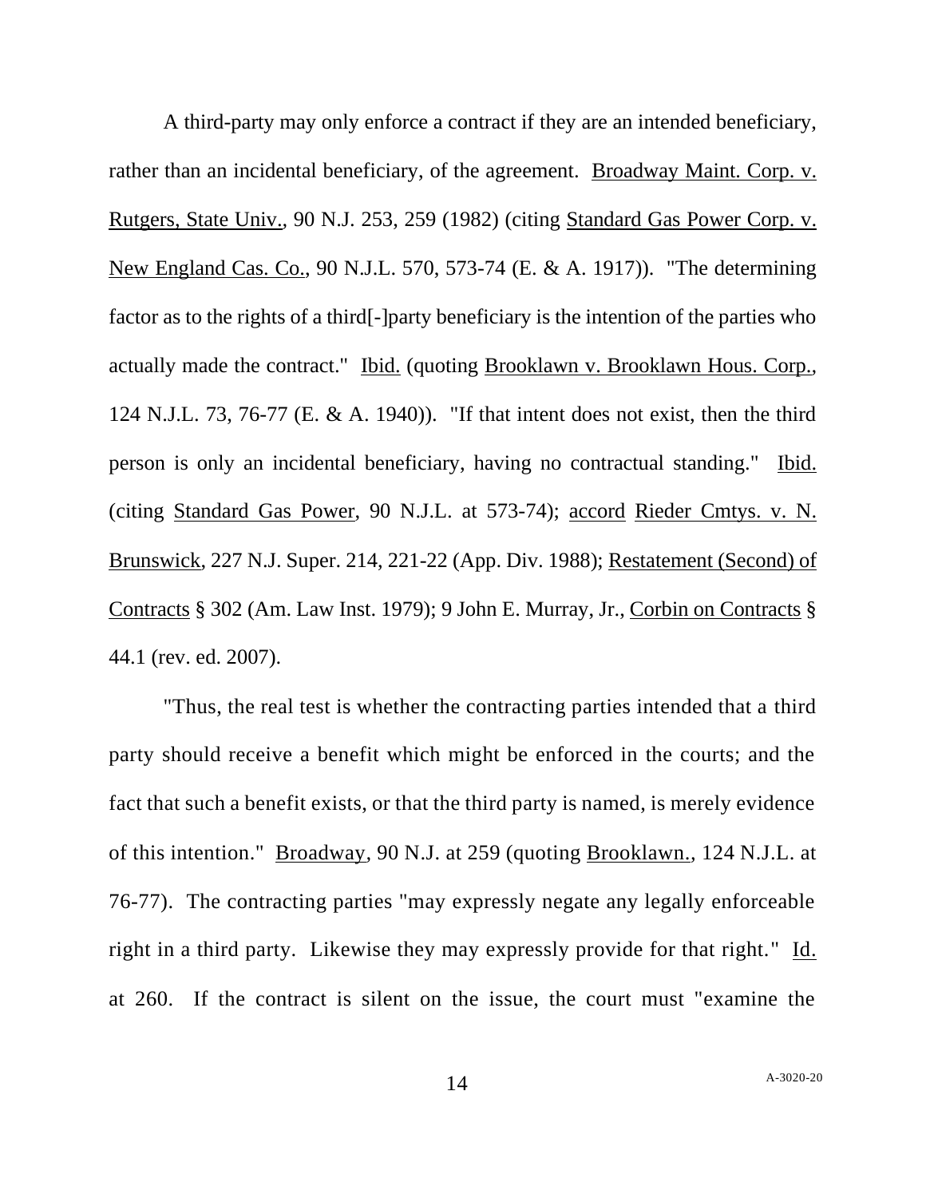A third-party may only enforce a contract if they are an intended beneficiary, rather than an incidental beneficiary, of the agreement. Broadway Maint. Corp. v. Rutgers, State Univ., 90 N.J. 253, 259 (1982) (citing Standard Gas Power Corp. v. New England Cas. Co., 90 N.J.L. 570, 573-74 (E. & A. 1917)). "The determining factor as to the rights of a third[-]party beneficiary is the intention of the parties who actually made the contract." Ibid. (quoting Brooklawn v. Brooklawn Hous. Corp., 124 N.J.L. 73, 76-77 (E. & A. 1940)). "If that intent does not exist, then the third person is only an incidental beneficiary, having no contractual standing." Ibid. (citing Standard Gas Power, 90 N.J.L. at 573-74); accord Rieder Cmtys. v. N. Brunswick, 227 N.J. Super. 214, 221-22 (App. Div. 1988); Restatement (Second) of Contracts § 302 (Am. Law Inst. 1979); 9 John E. Murray, Jr., Corbin on Contracts § 44.1 (rev. ed. 2007).

"Thus, the real test is whether the contracting parties intended that a third party should receive a benefit which might be enforced in the courts; and the fact that such a benefit exists, or that the third party is named, is merely evidence of this intention." Broadway, 90 N.J. at 259 (quoting Brooklawn., 124 N.J.L. at 76-77). The contracting parties "may expressly negate any legally enforceable right in a third party. Likewise they may expressly provide for that right." Id. at 260. If the contract is silent on the issue, the court must "examine the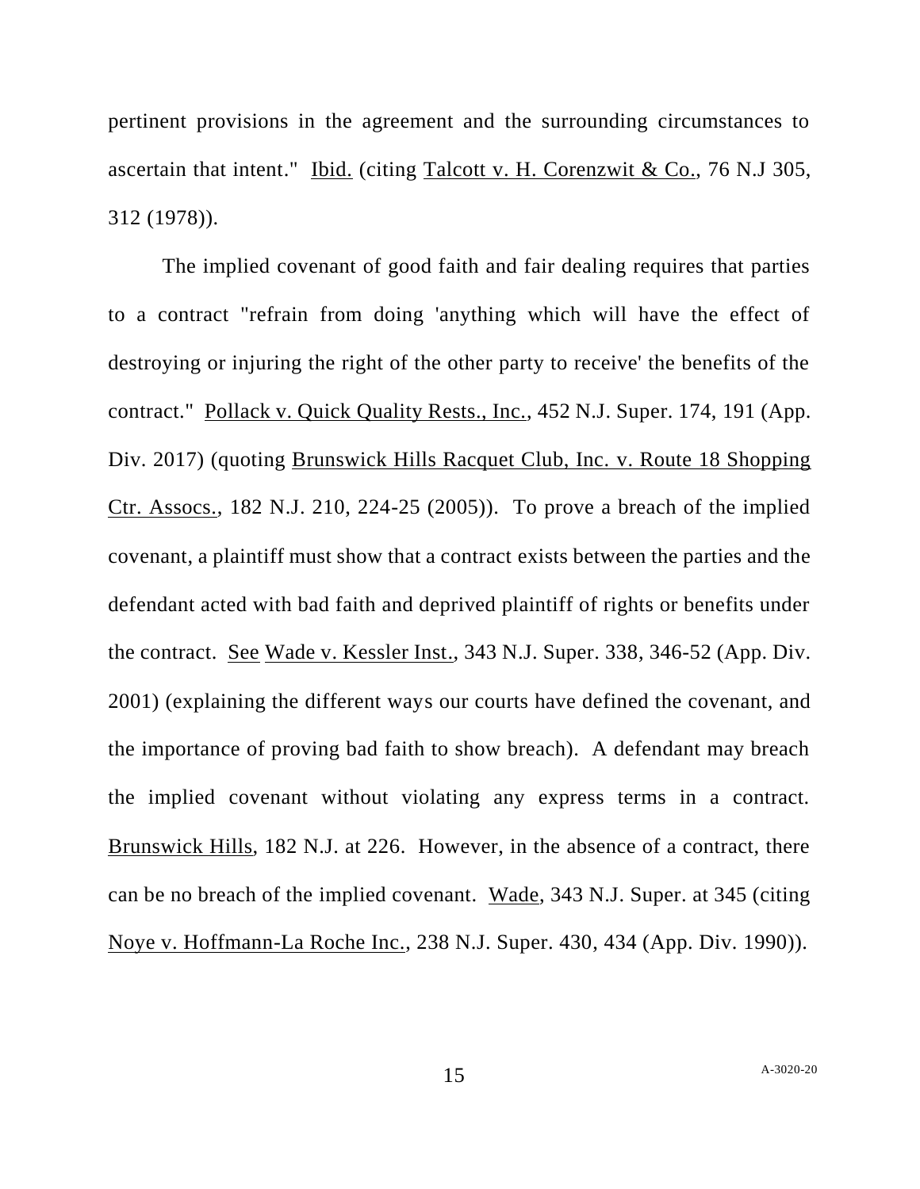pertinent provisions in the agreement and the surrounding circumstances to ascertain that intent." Ibid. (citing Talcott v. H. Corenzwit & Co., 76 N.J 305, 312 (1978)).

The implied covenant of good faith and fair dealing requires that parties to a contract "refrain from doing 'anything which will have the effect of destroying or injuring the right of the other party to receive' the benefits of the contract." Pollack v. Quick Quality Rests., Inc., 452 N.J. Super. 174, 191 (App. Div. 2017) (quoting Brunswick Hills Racquet Club, Inc. v. Route 18 Shopping Ctr. Assocs., 182 N.J. 210, 224-25 (2005)). To prove a breach of the implied covenant, a plaintiff must show that a contract exists between the parties and the defendant acted with bad faith and deprived plaintiff of rights or benefits under the contract. See Wade v. Kessler Inst., 343 N.J. Super. 338, 346-52 (App. Div. 2001) (explaining the different ways our courts have defined the covenant, and the importance of proving bad faith to show breach). A defendant may breach the implied covenant without violating any express terms in a contract. Brunswick Hills, 182 N.J. at 226. However, in the absence of a contract, there can be no breach of the implied covenant. Wade, 343 N.J. Super. at 345 (citing Noye v. Hoffmann-La Roche Inc., 238 N.J. Super. 430, 434 (App. Div. 1990)).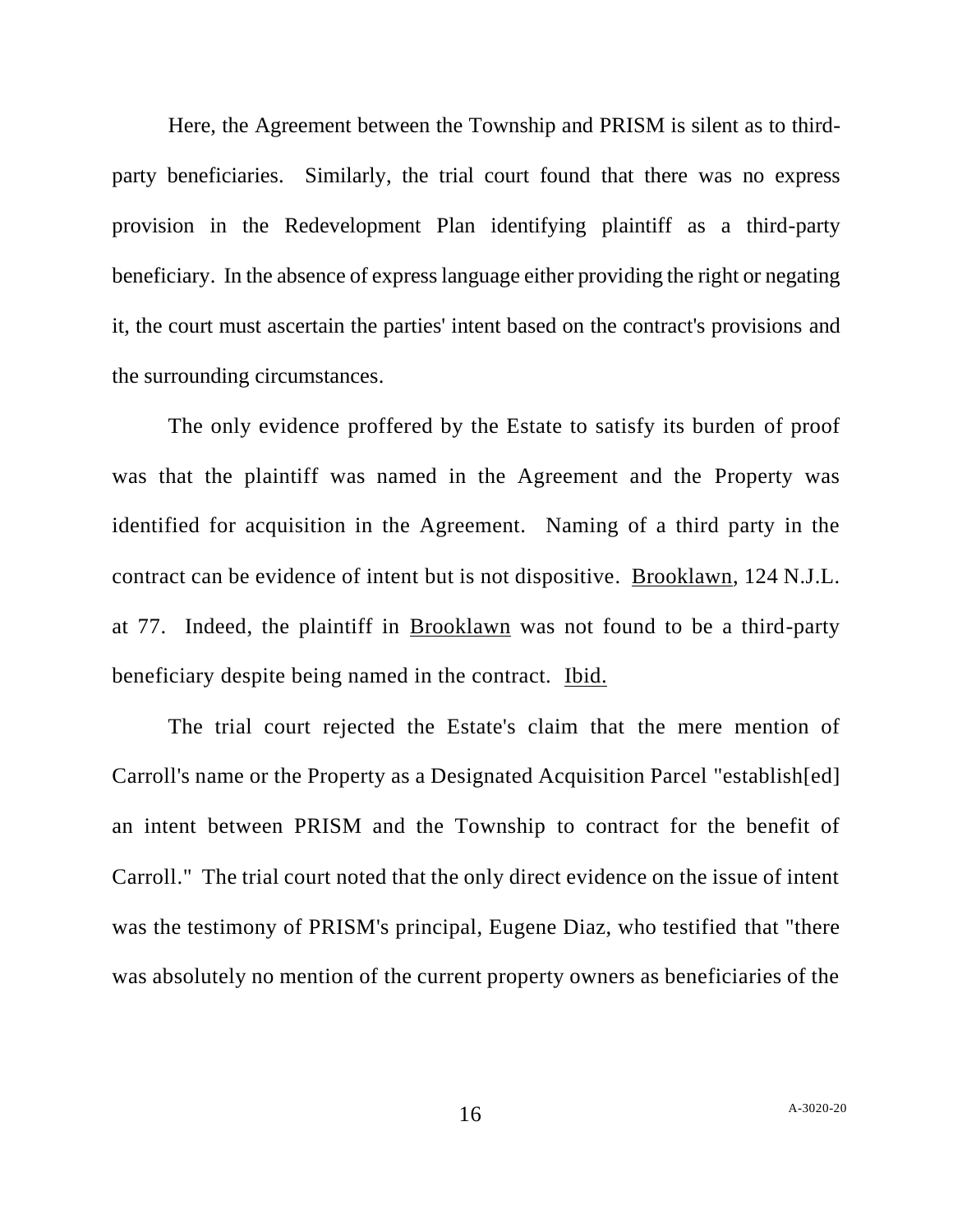Here, the Agreement between the Township and PRISM is silent as to third-party beneficiaries. Similarly, the trial court found that there was no express provision in the Redevelopment Plan identifying plaintiff as a third-party beneficiary. In the absence of express language either providing the right or negating it, the court must ascertain the parties' intent based on the contract's provisions and the surrounding circumstances.

The only evidence proffered by the Estate to satisfy its burden of proof was that the plaintiff was named in the Agreement and the Property was identified for acquisition in the Agreement. Naming of a third party in the contract can be evidence of intent but is not dispositive. Brooklawn, 124 N.J.L. at 77. Indeed, the plaintiff in Brooklawn was not found to be a third-party beneficiary despite being named in the contract. Ibid.

The trial court rejected the Estate's claim that the mere mention of Carroll's name or the Property as a Designated Acquisition Parcel "establish[ed] an intent between PRISM and the Township to contract for the benefit of Carroll." The trial court noted that the only direct evidence on the issue of intent was the testimony of PRISM's principal, Eugene Diaz, who testified that "there was absolutely no mention of the current property owners as beneficiaries of the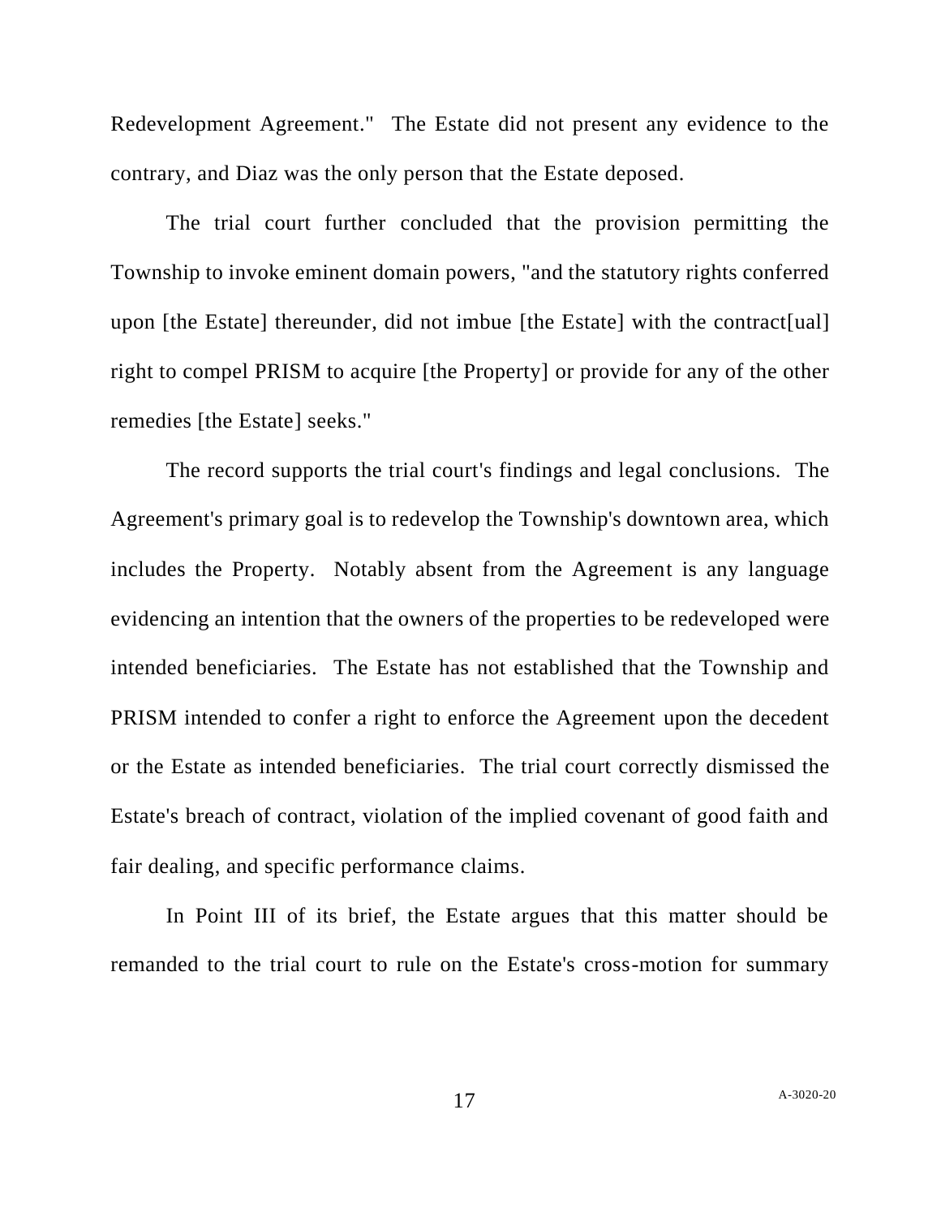Redevelopment Agreement." The Estate did not present any evidence to the contrary, and Diaz was the only person that the Estate deposed.

The trial court further concluded that the provision permitting the Township to invoke eminent domain powers, "and the statutory rights conferred upon [the Estate] thereunder, did not imbue [the Estate] with the contract[ual] right to compel PRISM to acquire [the Property] or provide for any of the other remedies [the Estate] seeks."

The record supports the trial court's findings and legal conclusions. The Agreement's primary goal is to redevelop the Township's downtown area, which includes the Property. Notably absent from the Agreement is any language evidencing an intention that the owners of the properties to be redeveloped were intended beneficiaries. The Estate has not established that the Township and PRISM intended to confer a right to enforce the Agreement upon the decedent or the Estate as intended beneficiaries. The trial court correctly dismissed the Estate's breach of contract, violation of the implied covenant of good faith and fair dealing, and specific performance claims.

In Point III of its brief, the Estate argues that this matter should be remanded to the trial court to rule on the Estate's cross-motion for summary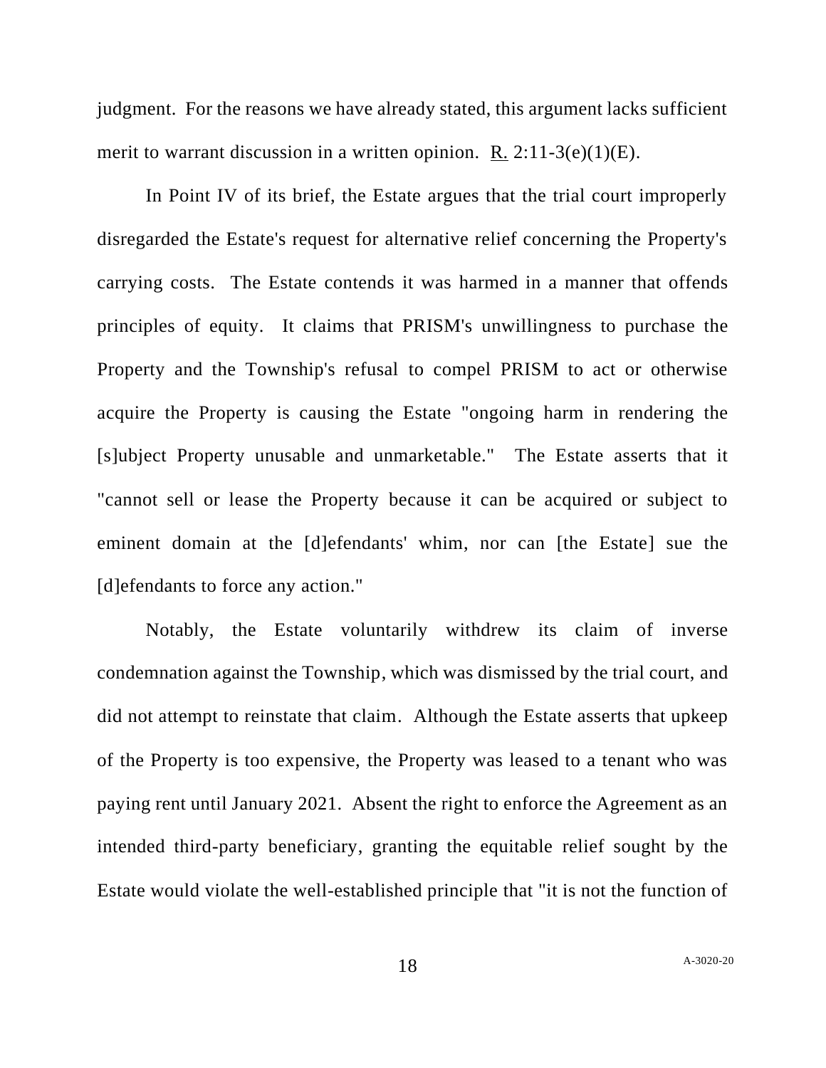judgment. For the reasons we have already stated, this argument lacks sufficient merit to warrant discussion in a written opinion. R. 2:11-3(e)(1)(E).

In Point IV of its brief, the Estate argues that the trial court improperly disregarded the Estate's request for alternative relief concerning the Property's carrying costs. The Estate contends it was harmed in a manner that offends principles of equity. It claims that PRISM's unwillingness to purchase the Property and the Township's refusal to compel PRISM to act or otherwise acquire the Property is causing the Estate "ongoing harm in rendering the [s]ubject Property unusable and unmarketable." The Estate asserts that it "cannot sell or lease the Property because it can be acquired or subject to eminent domain at the [d]efendants' whim, nor can [the Estate] sue the [d]efendants to force any action."

Notably, the Estate voluntarily withdrew its claim of inverse condemnation against the Township, which was dismissed by the trial court, and did not attempt to reinstate that claim. Although the Estate asserts that upkeep of the Property is too expensive, the Property was leased to a tenant who was paying rent until January 2021. Absent the right to enforce the Agreement as an intended third-party beneficiary, granting the equitable relief sought by the Estate would violate the well-established principle that "it is not the function of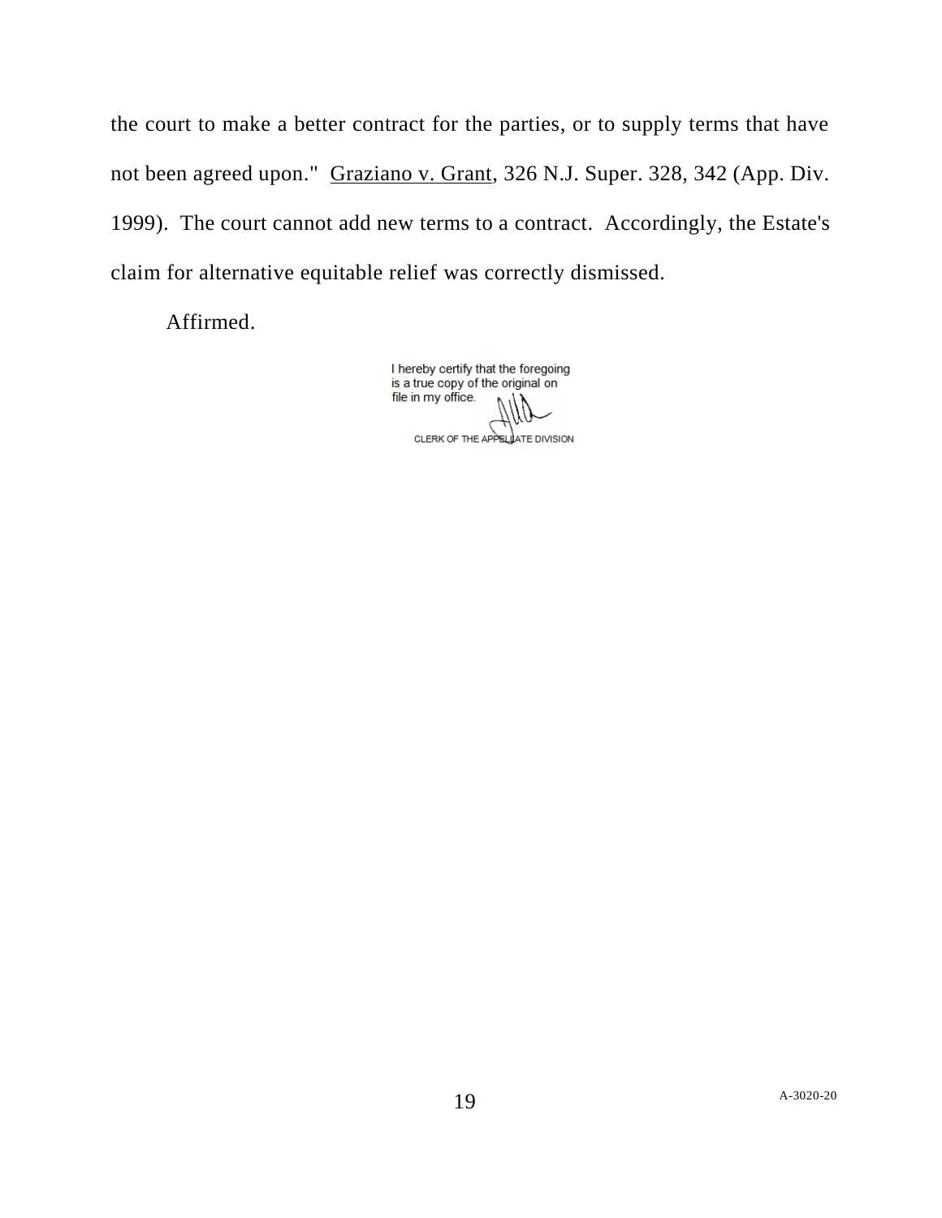the court to make a better contract for the parties, or to supply terms that have not been agreed upon." Graziano v. Grant, 326 N.J. Super. 328, 342 (App. Div. 1999). The court cannot add new terms to a contract. Accordingly, the Estate's claim for alternative equitable relief was correctly dismissed.

Affirmed.

I hereby certify that the foregoing is a true copy of the original on file in my office.

CLERK OF THE APPELLATE DIVISION